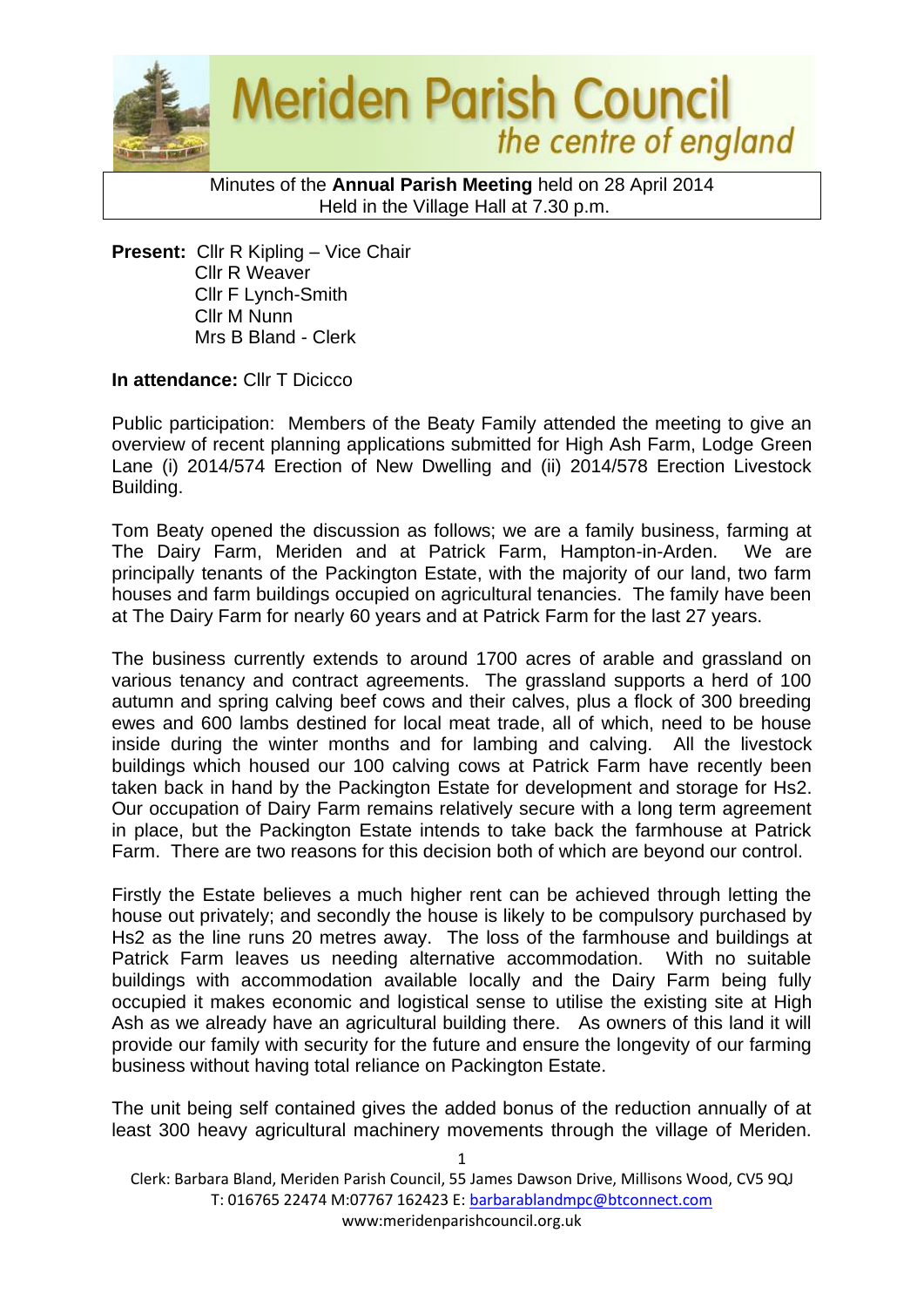# Meriden Parish Council

*the centre of england*

Minutes of the **Annual Parish Meeting** held on 28 April 2014
Held in the Village Hall at 7.30 p.m.

**Present:** Cllr R Kipling – Vice Chair
Cllr R Weaver
Cllr F Lynch-Smith
Cllr M Nunn
Mrs B Bland - Clerk

**In attendance:** Cllr T Dicicco

Public participation: Members of the Beaty Family attended the meeting to give an overview of recent planning applications submitted for High Ash Farm, Lodge Green Lane (i) 2014/574 Erection of New Dwelling and (ii) 2014/578 Erection Livestock Building.

Tom Beaty opened the discussion as follows; we are a family business, farming at The Dairy Farm, Meriden and at Patrick Farm, Hampton-in-Arden. We are principally tenants of the Packington Estate, with the majority of our land, two farm houses and farm buildings occupied on agricultural tenancies. The family have been at The Dairy Farm for nearly 60 years and at Patrick Farm for the last 27 years.

The business currently extends to around 1700 acres of arable and grassland on various tenancy and contract agreements. The grassland supports a herd of 100 autumn and spring calving beef cows and their calves, plus a flock of 300 breeding ewes and 600 lambs destined for local meat trade, all of which, need to be house inside during the winter months and for lambing and calving. All the livestock buildings which housed our 100 calving cows at Patrick Farm have recently been taken back in hand by the Packington Estate for development and storage for Hs2. Our occupation of Dairy Farm remains relatively secure with a long term agreement in place, but the Packington Estate intends to take back the farmhouse at Patrick Farm. There are two reasons for this decision both of which are beyond our control.

Firstly the Estate believes a much higher rent can be achieved through letting the house out privately; and secondly the house is likely to be compulsory purchased by Hs2 as the line runs 20 metres away. The loss of the farmhouse and buildings at Patrick Farm leaves us needing alternative accommodation. With no suitable buildings with accommodation available locally and the Dairy Farm being fully occupied it makes economic and logistical sense to utilise the existing site at High Ash as we already have an agricultural building there. As owners of this land it will provide our family with security for the future and ensure the longevity of our farming business without having total reliance on Packington Estate.

The unit being self contained gives the added bonus of the reduction annually of at least 300 heavy agricultural machinery movements through the village of Meriden.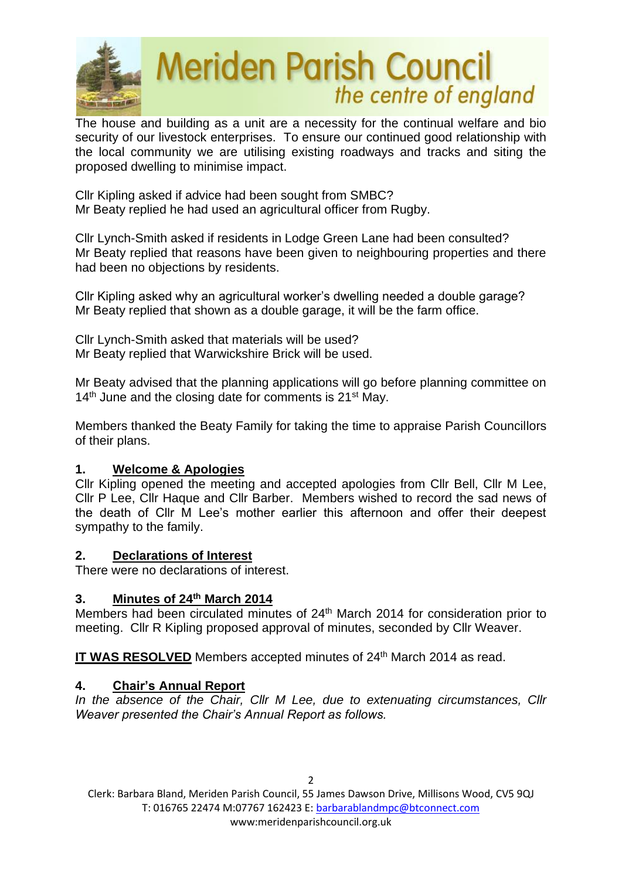The house and building as a unit are a necessity for the continual welfare and bio security of our livestock enterprises. To ensure our continued good relationship with the local community we are utilising existing roadways and tracks and siting the proposed dwelling to minimise impact.

Cllr Kipling asked if advice had been sought from SMBC?
Mr Beaty replied he had used an agricultural officer from Rugby.

Cllr Lynch-Smith asked if residents in Lodge Green Lane had been consulted?
Mr Beaty replied that reasons have been given to neighbouring properties and there had been no objections by residents.

Cllr Kipling asked why an agricultural worker's dwelling needed a double garage?
Mr Beaty replied that shown as a double garage, it will be the farm office.

Cllr Lynch-Smith asked that materials will be used?
Mr Beaty replied that Warwickshire Brick will be used.

Mr Beaty advised that the planning applications will go before planning committee on 14th June and the closing date for comments is 21st May.

Members thanked the Beaty Family for taking the time to appraise Parish Councillors of their plans.

## 1. Welcome & Apologies

Cllr Kipling opened the meeting and accepted apologies from Cllr Bell, Cllr M Lee, Cllr P Lee, Cllr Haque and Cllr Barber. Members wished to record the sad news of the death of Cllr M Lee's mother earlier this afternoon and offer their deepest sympathy to the family.

## 2. Declarations of Interest

There were no declarations of interest.

## 3. Minutes of 24th March 2014

Members had been circulated minutes of 24th March 2014 for consideration prior to meeting. Cllr R Kipling proposed approval of minutes, seconded by Cllr Weaver.

**IT WAS RESOLVED** Members accepted minutes of 24th March 2014 as read.

## 4. Chair's Annual Report

*In the absence of the Chair, Cllr M Lee, due to extenuating circumstances, Cllr Weaver presented the Chair's Annual Report as follows.*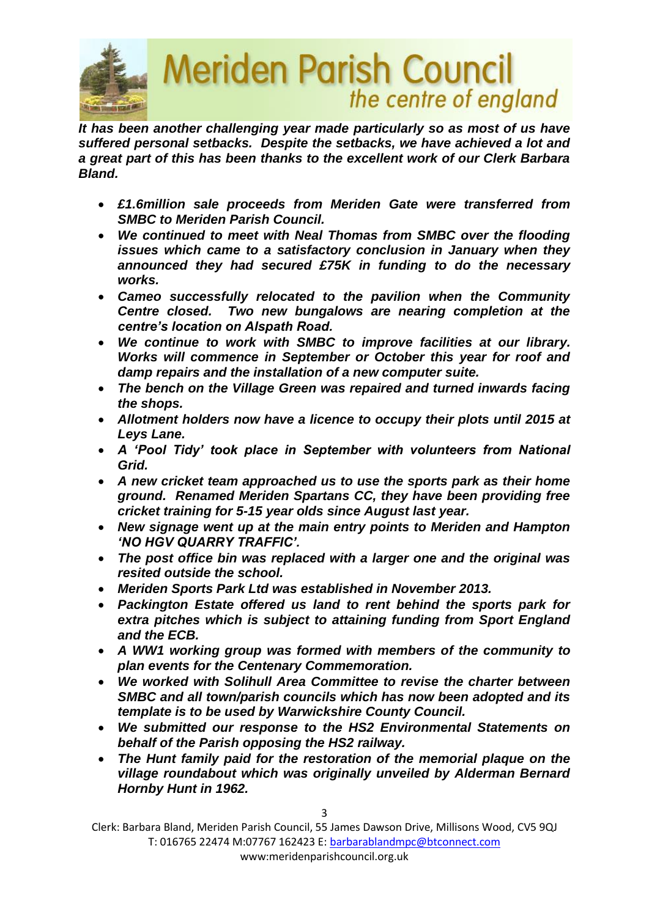# Meriden Parish Council

*the centre of england*

***It has been another challenging year made particularly so as most of us have suffered personal setbacks. Despite the setbacks, we have achieved a lot and a great part of this has been thanks to the excellent work of our Clerk Barbara Bland.***

- ***£1.6million sale proceeds from Meriden Gate were transferred from SMBC to Meriden Parish Council.***
- ***We continued to meet with Neal Thomas from SMBC over the flooding issues which came to a satisfactory conclusion in January when they announced they had secured £75K in funding to do the necessary works.***
- ***Cameo successfully relocated to the pavilion when the Community Centre closed. Two new bungalows are nearing completion at the centre's location on Alspath Road.***
- ***We continue to work with SMBC to improve facilities at our library. Works will commence in September or October this year for roof and damp repairs and the installation of a new computer suite.***
- ***The bench on the Village Green was repaired and turned inwards facing the shops.***
- ***Allotment holders now have a licence to occupy their plots until 2015 at Leys Lane.***
- ***A 'Pool Tidy' took place in September with volunteers from National Grid.***
- ***A new cricket team approached us to use the sports park as their home ground. Renamed Meriden Spartans CC, they have been providing free cricket training for 5-15 year olds since August last year.***
- ***New signage went up at the main entry points to Meriden and Hampton 'NO HGV QUARRY TRAFFIC'.***
- ***The post office bin was replaced with a larger one and the original was resited outside the school.***
- ***Meriden Sports Park Ltd was established in November 2013.***
- ***Packington Estate offered us land to rent behind the sports park for extra pitches which is subject to attaining funding from Sport England and the ECB.***
- ***A WW1 working group was formed with members of the community to plan events for the Centenary Commemoration.***
- ***We worked with Solihull Area Committee to revise the charter between SMBC and all town/parish councils which has now been adopted and its template is to be used by Warwickshire County Council.***
- ***We submitted our response to the HS2 Environmental Statements on behalf of the Parish opposing the HS2 railway.***
- ***The Hunt family paid for the restoration of the memorial plaque on the village roundabout which was originally unveiled by Alderman Bernard Hornby Hunt in 1962.***

Clerk: Barbara Bland, Meriden Parish Council, 55 James Dawson Drive, Millisons Wood, CV5 9QJ
T: 016765 22474 M:07767 162423 E: barbarablandmpc@btconnect.com
www:meridenparishcouncil.org.uk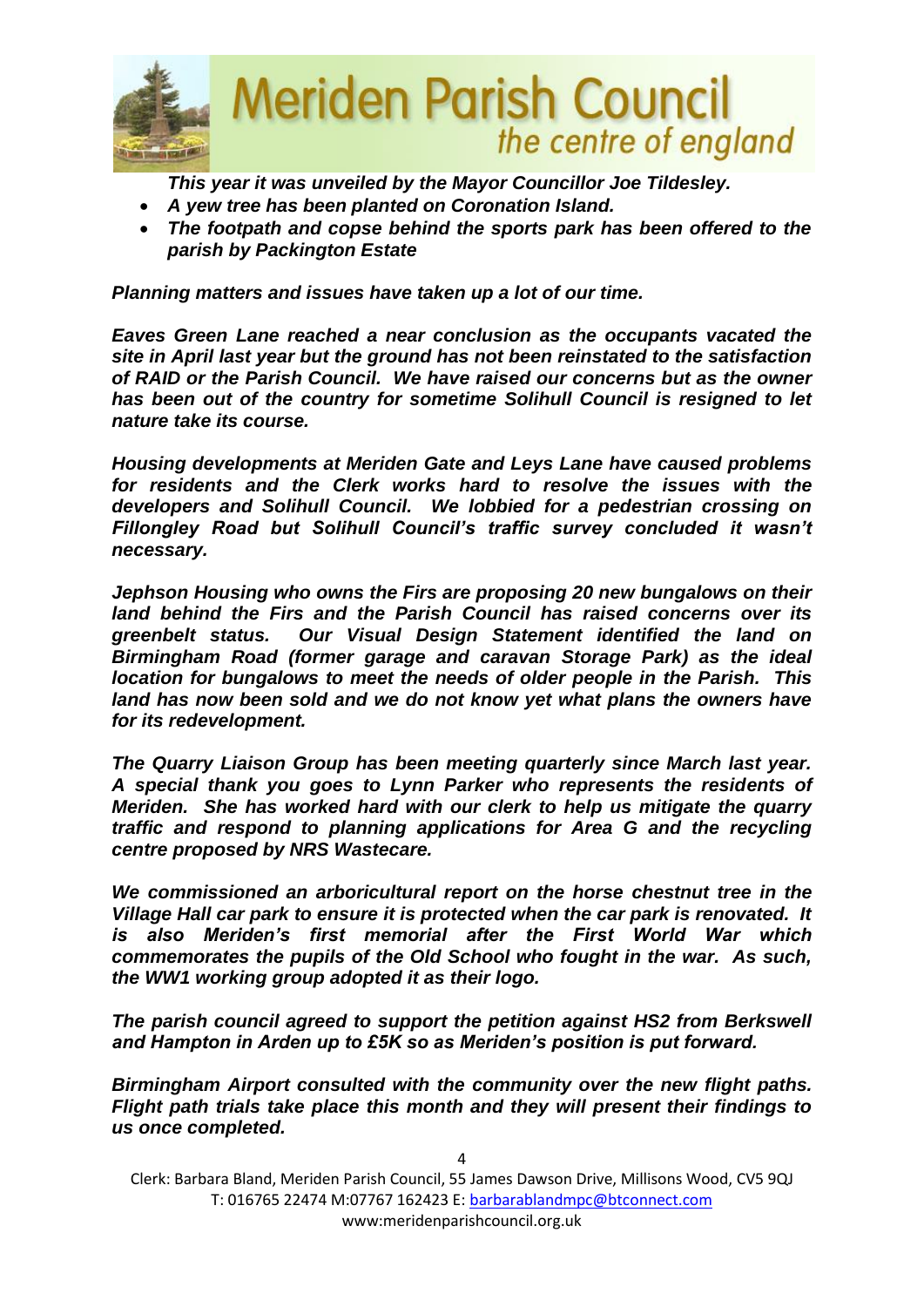*This year it was unveiled by the Mayor Councillor Joe Tildesley.*

- ***A yew tree has been planted on Coronation Island.***
- ***The footpath and copse behind the sports park has been offered to the parish by Packington Estate***

***Planning matters and issues have taken up a lot of our time.***

***Eaves Green Lane reached a near conclusion as the occupants vacated the site in April last year but the ground has not been reinstated to the satisfaction of RAID or the Parish Council. We have raised our concerns but as the owner has been out of the country for sometime Solihull Council is resigned to let nature take its course.***

***Housing developments at Meriden Gate and Leys Lane have caused problems for residents and the Clerk works hard to resolve the issues with the developers and Solihull Council. We lobbied for a pedestrian crossing on Fillongley Road but Solihull Council's traffic survey concluded it wasn't necessary.***

***Jephson Housing who owns the Firs are proposing 20 new bungalows on their land behind the Firs and the Parish Council has raised concerns over its greenbelt status. Our Visual Design Statement identified the land on Birmingham Road (former garage and caravan Storage Park) as the ideal location for bungalows to meet the needs of older people in the Parish. This land has now been sold and we do not know yet what plans the owners have for its redevelopment.***

***The Quarry Liaison Group has been meeting quarterly since March last year. A special thank you goes to Lynn Parker who represents the residents of Meriden. She has worked hard with our clerk to help us mitigate the quarry traffic and respond to planning applications for Area G and the recycling centre proposed by NRS Wastecare.***

***We commissioned an arboricultural report on the horse chestnut tree in the Village Hall car park to ensure it is protected when the car park is renovated. It is also Meriden's first memorial after the First World War which commemorates the pupils of the Old School who fought in the war. As such, the WW1 working group adopted it as their logo.***

***The parish council agreed to support the petition against HS2 from Berkswell and Hampton in Arden up to £5K so as Meriden's position is put forward.***

***Birmingham Airport consulted with the community over the new flight paths. Flight path trials take place this month and they will present their findings to us once completed.***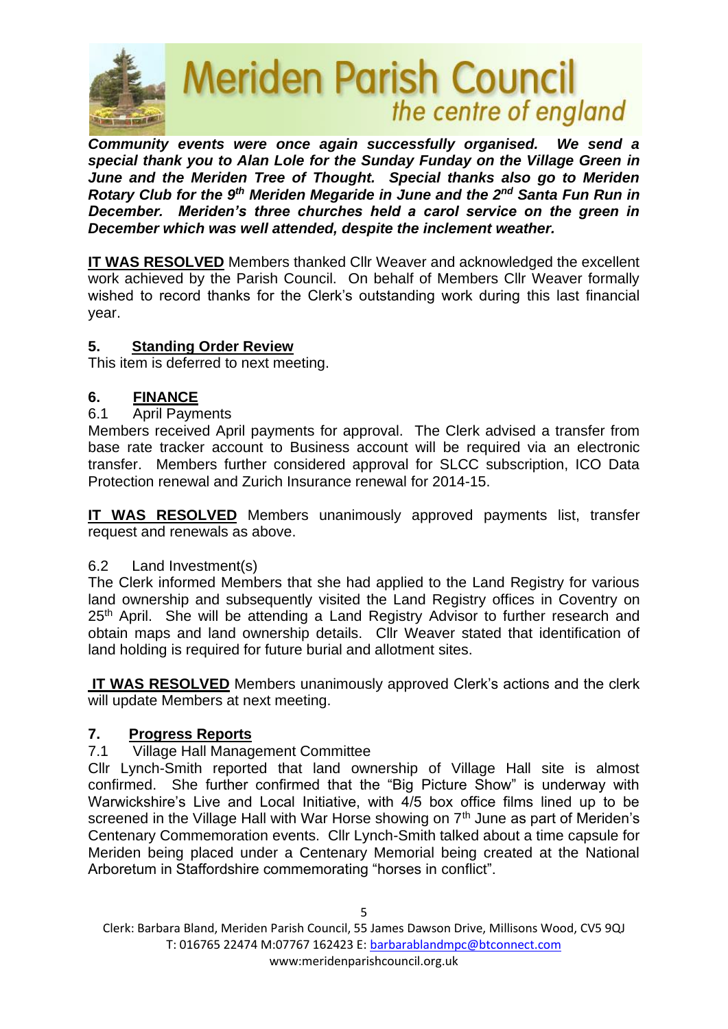***Community events were once again successfully organised. We send a special thank you to Alan Lole for the Sunday Funday on the Village Green in June and the Meriden Tree of Thought. Special thanks also go to Meriden Rotary Club for the 9th Meriden Megaride in June and the 2nd Santa Fun Run in December. Meriden's three churches held a carol service on the green in December which was well attended, despite the inclement weather.***

**IT WAS RESOLVED** Members thanked Cllr Weaver and acknowledged the excellent work achieved by the Parish Council. On behalf of Members Cllr Weaver formally wished to record thanks for the Clerk's outstanding work during this last financial year.

## 5. Standing Order Review

This item is deferred to next meeting.

## 6. FINANCE

6.1 April Payments

Members received April payments for approval. The Clerk advised a transfer from base rate tracker account to Business account will be required via an electronic transfer. Members further considered approval for SLCC subscription, ICO Data Protection renewal and Zurich Insurance renewal for 2014-15.

**IT WAS RESOLVED** Members unanimously approved payments list, transfer request and renewals as above.

6.2 Land Investment(s)

The Clerk informed Members that she had applied to the Land Registry for various land ownership and subsequently visited the Land Registry offices in Coventry on 25th April. She will be attending a Land Registry Advisor to further research and obtain maps and land ownership details. Cllr Weaver stated that identification of land holding is required for future burial and allotment sites.

**IT WAS RESOLVED** Members unanimously approved Clerk's actions and the clerk will update Members at next meeting.

## 7. Progress Reports

7.1 Village Hall Management Committee

Cllr Lynch-Smith reported that land ownership of Village Hall site is almost confirmed. She further confirmed that the "Big Picture Show" is underway with Warwickshire's Live and Local Initiative, with 4/5 box office films lined up to be screened in the Village Hall with War Horse showing on 7th June as part of Meriden's Centenary Commemoration events. Cllr Lynch-Smith talked about a time capsule for Meriden being placed under a Centenary Memorial being created at the National Arboretum in Staffordshire commemorating "horses in conflict".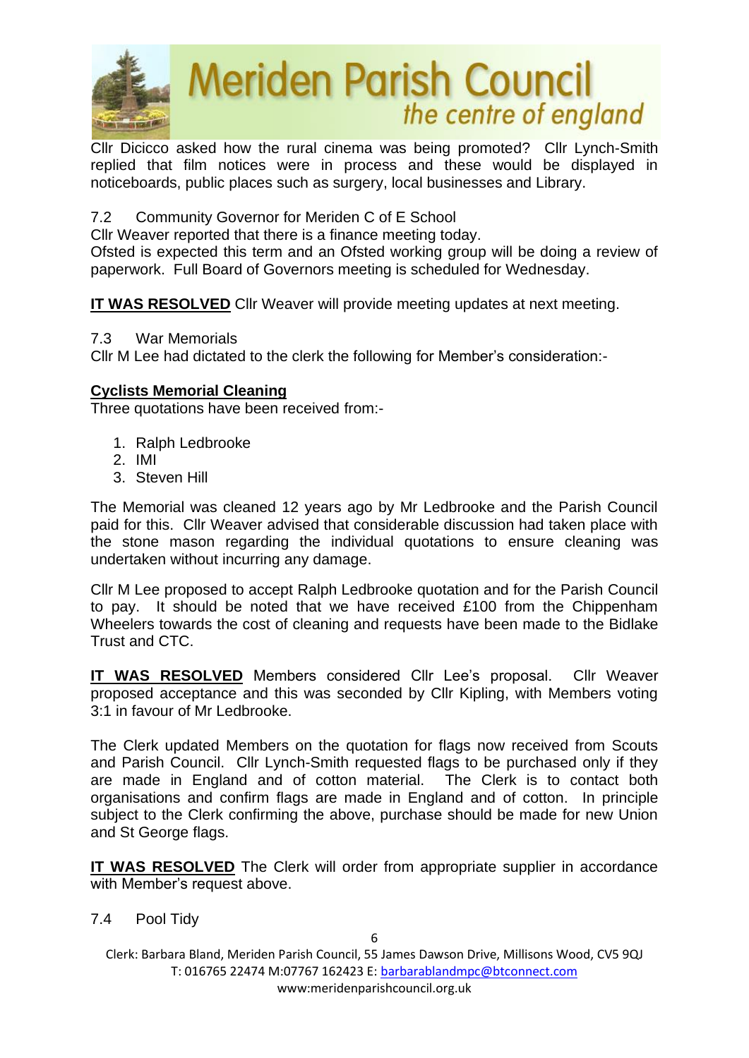Cllr Dicicco asked how the rural cinema was being promoted? Cllr Lynch-Smith replied that film notices were in process and these would be displayed in noticeboards, public places such as surgery, local businesses and Library.

7.2 Community Governor for Meriden C of E School

Cllr Weaver reported that there is a finance meeting today.
Ofsted is expected this term and an Ofsted working group will be doing a review of paperwork. Full Board of Governors meeting is scheduled for Wednesday.

**IT WAS RESOLVED** Cllr Weaver will provide meeting updates at next meeting.

7.3 War Memorials

Cllr M Lee had dictated to the clerk the following for Member's consideration:-

**Cyclists Memorial Cleaning**

Three quotations have been received from:-

1. Ralph Ledbrooke
2. IMI
3. Steven Hill

The Memorial was cleaned 12 years ago by Mr Ledbrooke and the Parish Council paid for this. Cllr Weaver advised that considerable discussion had taken place with the stone mason regarding the individual quotations to ensure cleaning was undertaken without incurring any damage.

Cllr M Lee proposed to accept Ralph Ledbrooke quotation and for the Parish Council to pay. It should be noted that we have received £100 from the Chippenham Wheelers towards the cost of cleaning and requests have been made to the Bidlake Trust and CTC.

**IT WAS RESOLVED** Members considered Cllr Lee's proposal. Cllr Weaver proposed acceptance and this was seconded by Cllr Kipling, with Members voting 3:1 in favour of Mr Ledbrooke.

The Clerk updated Members on the quotation for flags now received from Scouts and Parish Council. Cllr Lynch-Smith requested flags to be purchased only if they are made in England and of cotton material. The Clerk is to contact both organisations and confirm flags are made in England and of cotton. In principle subject to the Clerk confirming the above, purchase should be made for new Union and St George flags.

**IT WAS RESOLVED** The Clerk will order from appropriate supplier in accordance with Member's request above.

7.4 Pool Tidy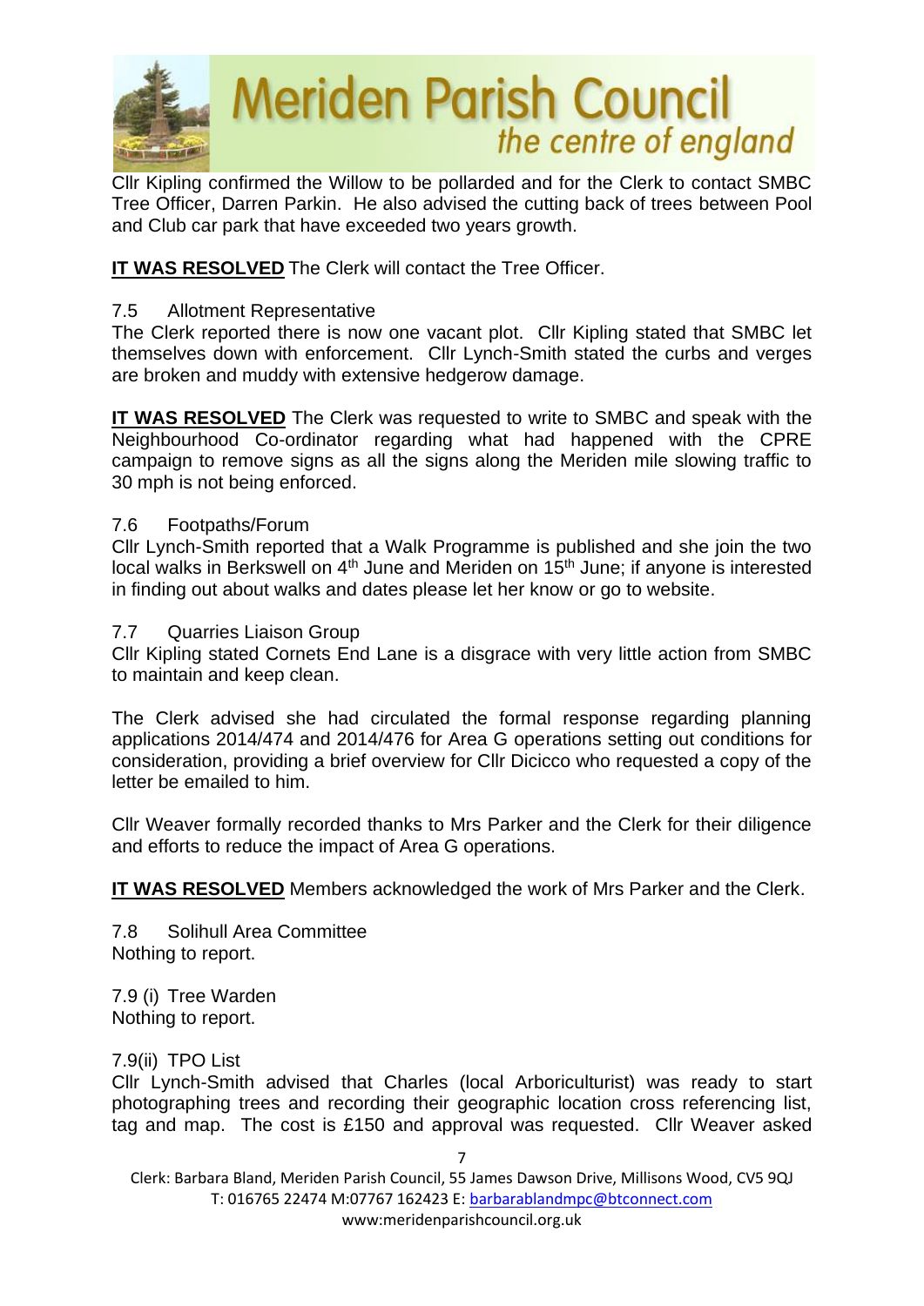Cllr Kipling confirmed the Willow to be pollarded and for the Clerk to contact SMBC Tree Officer, Darren Parkin. He also advised the cutting back of trees between Pool and Club car park that have exceeded two years growth.

**IT WAS RESOLVED** The Clerk will contact the Tree Officer.

7.5 Allotment Representative

The Clerk reported there is now one vacant plot. Cllr Kipling stated that SMBC let themselves down with enforcement. Cllr Lynch-Smith stated the curbs and verges are broken and muddy with extensive hedgerow damage.

**IT WAS RESOLVED** The Clerk was requested to write to SMBC and speak with the Neighbourhood Co-ordinator regarding what had happened with the CPRE campaign to remove signs as all the signs along the Meriden mile slowing traffic to 30 mph is not being enforced.

7.6 Footpaths/Forum

Cllr Lynch-Smith reported that a Walk Programme is published and she join the two local walks in Berkswell on 4th June and Meriden on 15th June; if anyone is interested in finding out about walks and dates please let her know or go to website.

7.7 Quarries Liaison Group

Cllr Kipling stated Cornets End Lane is a disgrace with very little action from SMBC to maintain and keep clean.

The Clerk advised she had circulated the formal response regarding planning applications 2014/474 and 2014/476 for Area G operations setting out conditions for consideration, providing a brief overview for Cllr Dicicco who requested a copy of the letter be emailed to him.

Cllr Weaver formally recorded thanks to Mrs Parker and the Clerk for their diligence and efforts to reduce the impact of Area G operations.

**IT WAS RESOLVED** Members acknowledged the work of Mrs Parker and the Clerk.

7.8 Solihull Area Committee

Nothing to report.

7.9 (i) Tree Warden

Nothing to report.

7.9(ii) TPO List

Cllr Lynch-Smith advised that Charles (local Arboriculturist) was ready to start photographing trees and recording their geographic location cross referencing list, tag and map. The cost is £150 and approval was requested. Cllr Weaver asked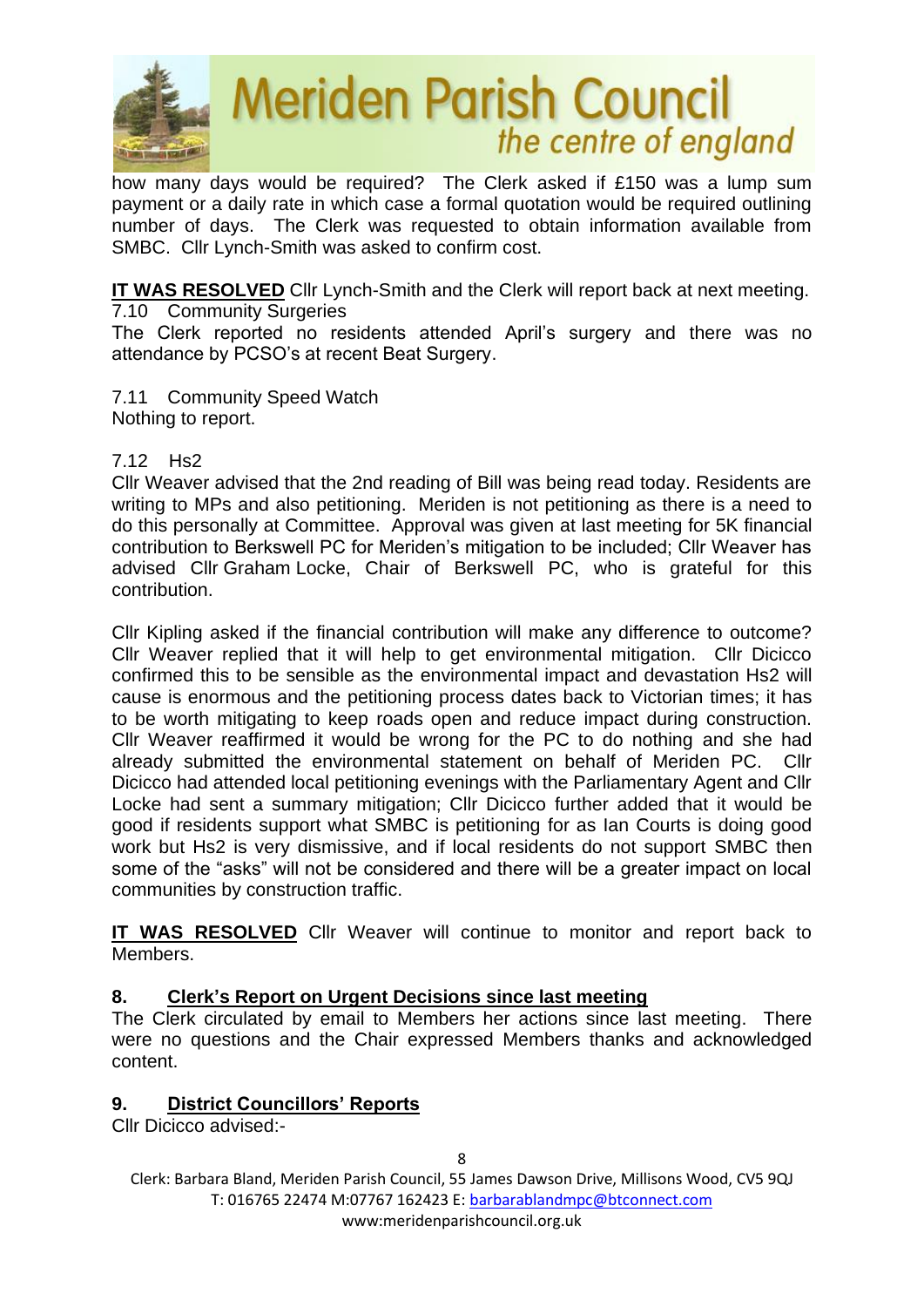how many days would be required? The Clerk asked if £150 was a lump sum payment or a daily rate in which case a formal quotation would be required outlining number of days. The Clerk was requested to obtain information available from SMBC. Cllr Lynch-Smith was asked to confirm cost.

**IT WAS RESOLVED** Cllr Lynch-Smith and the Clerk will report back at next meeting.

7.10 Community Surgeries

The Clerk reported no residents attended April's surgery and there was no attendance by PCSO's at recent Beat Surgery.

7.11 Community Speed Watch

Nothing to report.

7.12 Hs2

Cllr Weaver advised that the 2nd reading of Bill was being read today. Residents are writing to MPs and also petitioning. Meriden is not petitioning as there is a need to do this personally at Committee. Approval was given at last meeting for 5K financial contribution to Berkswell PC for Meriden's mitigation to be included; Cllr Weaver has advised Cllr Graham Locke, Chair of Berkswell PC, who is grateful for this contribution.

Cllr Kipling asked if the financial contribution will make any difference to outcome? Cllr Weaver replied that it will help to get environmental mitigation. Cllr Dicicco confirmed this to be sensible as the environmental impact and devastation Hs2 will cause is enormous and the petitioning process dates back to Victorian times; it has to be worth mitigating to keep roads open and reduce impact during construction. Cllr Weaver reaffirmed it would be wrong for the PC to do nothing and she had already submitted the environmental statement on behalf of Meriden PC. Cllr Dicicco had attended local petitioning evenings with the Parliamentary Agent and Cllr Locke had sent a summary mitigation; Cllr Dicicco further added that it would be good if residents support what SMBC is petitioning for as Ian Courts is doing good work but Hs2 is very dismissive, and if local residents do not support SMBC then some of the "asks" will not be considered and there will be a greater impact on local communities by construction traffic.

**IT WAS RESOLVED** Cllr Weaver will continue to monitor and report back to Members.

## 8. Clerk's Report on Urgent Decisions since last meeting

The Clerk circulated by email to Members her actions since last meeting. There were no questions and the Chair expressed Members thanks and acknowledged content.

## 9. District Councillors' Reports

Cllr Dicicco advised:-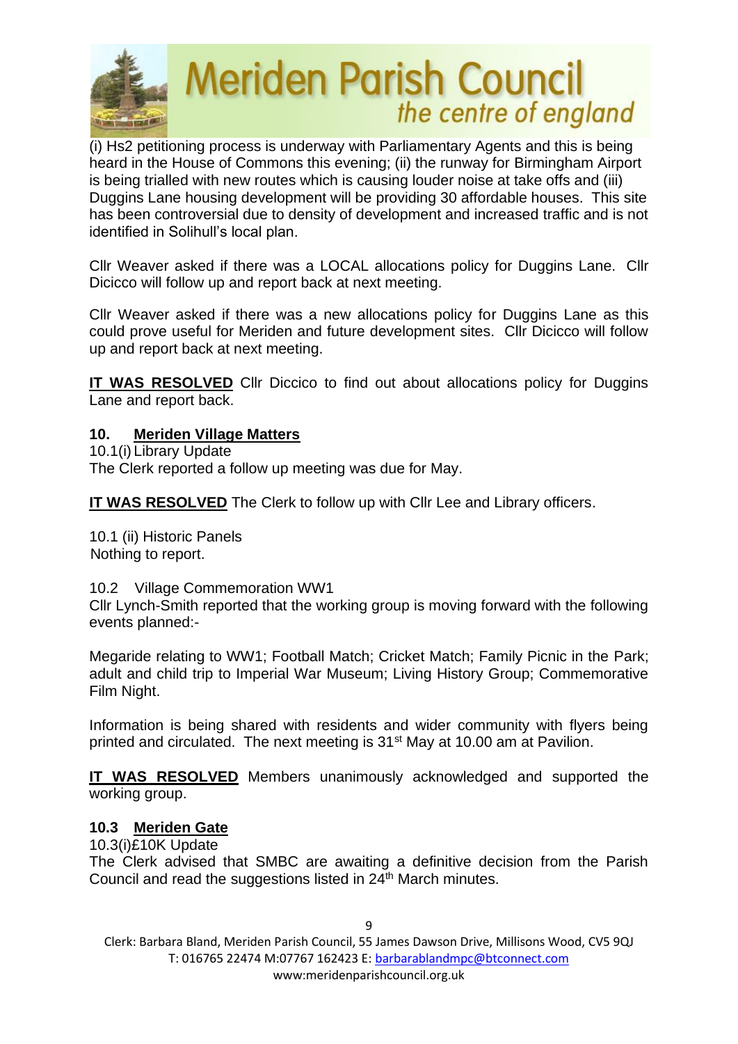(i) Hs2 petitioning process is underway with Parliamentary Agents and this is being heard in the House of Commons this evening; (ii) the runway for Birmingham Airport is being trialled with new routes which is causing louder noise at take offs and (iii) Duggins Lane housing development will be providing 30 affordable houses. This site has been controversial due to density of development and increased traffic and is not identified in Solihull's local plan.

Cllr Weaver asked if there was a LOCAL allocations policy for Duggins Lane. Cllr Dicicco will follow up and report back at next meeting.

Cllr Weaver asked if there was a new allocations policy for Duggins Lane as this could prove useful for Meriden and future development sites. Cllr Dicicco will follow up and report back at next meeting.

**IT WAS RESOLVED** Cllr Diccico to find out about allocations policy for Duggins Lane and report back.

## 10. Meriden Village Matters

10.1(i) Library Update
The Clerk reported a follow up meeting was due for May.

**IT WAS RESOLVED** The Clerk to follow up with Cllr Lee and Library officers.

10.1 (ii) Historic Panels
Nothing to report.

10.2 Village Commemoration WW1
Cllr Lynch-Smith reported that the working group is moving forward with the following events planned:-

Megaride relating to WW1; Football Match; Cricket Match; Family Picnic in the Park; adult and child trip to Imperial War Museum; Living History Group; Commemorative Film Night.

Information is being shared with residents and wider community with flyers being printed and circulated. The next meeting is 31st May at 10.00 am at Pavilion.

**IT WAS RESOLVED** Members unanimously acknowledged and supported the working group.

### 10.3 Meriden Gate

10.3(i)£10K Update
The Clerk advised that SMBC are awaiting a definitive decision from the Parish Council and read the suggestions listed in 24th March minutes.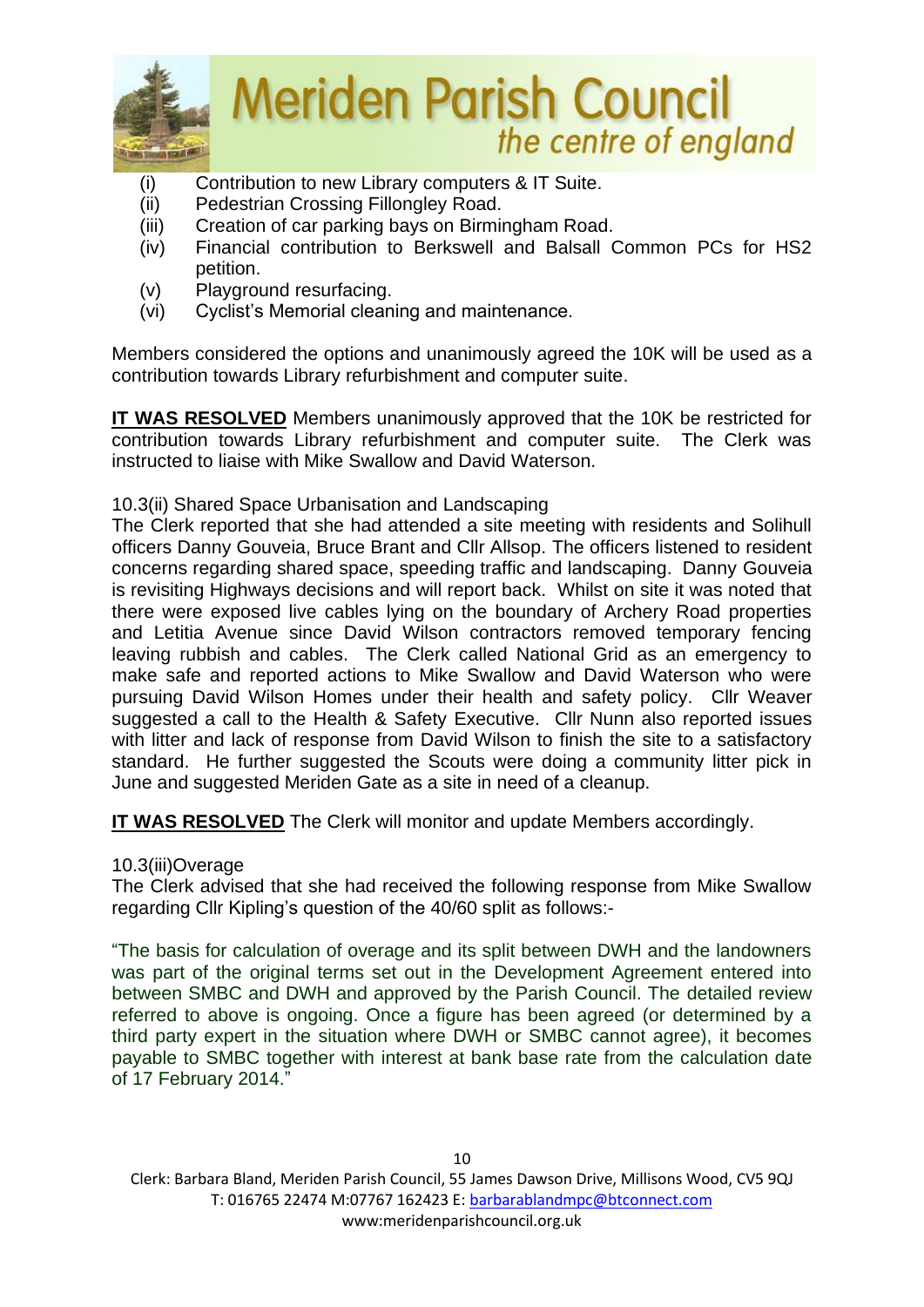(i) Contribution to new Library computers & IT Suite.
(ii) Pedestrian Crossing Fillongley Road.
(iii) Creation of car parking bays on Birmingham Road.
(iv) Financial contribution to Berkswell and Balsall Common PCs for HS2 petition.
(v) Playground resurfacing.
(vi) Cyclist's Memorial cleaning and maintenance.

Members considered the options and unanimously agreed the 10K will be used as a contribution towards Library refurbishment and computer suite.

**IT WAS RESOLVED** Members unanimously approved that the 10K be restricted for contribution towards Library refurbishment and computer suite. The Clerk was instructed to liaise with Mike Swallow and David Waterson.

10.3(ii) Shared Space Urbanisation and Landscaping

The Clerk reported that she had attended a site meeting with residents and Solihull officers Danny Gouveia, Bruce Brant and Cllr Allsop. The officers listened to resident concerns regarding shared space, speeding traffic and landscaping. Danny Gouveia is revisiting Highways decisions and will report back. Whilst on site it was noted that there were exposed live cables lying on the boundary of Archery Road properties and Letitia Avenue since David Wilson contractors removed temporary fencing leaving rubbish and cables. The Clerk called National Grid as an emergency to make safe and reported actions to Mike Swallow and David Waterson who were pursuing David Wilson Homes under their health and safety policy. Cllr Weaver suggested a call to the Health & Safety Executive. Cllr Nunn also reported issues with litter and lack of response from David Wilson to finish the site to a satisfactory standard. He further suggested the Scouts were doing a community litter pick in June and suggested Meriden Gate as a site in need of a cleanup.

**IT WAS RESOLVED** The Clerk will monitor and update Members accordingly.

10.3(iii)Overage

The Clerk advised that she had received the following response from Mike Swallow regarding Cllr Kipling's question of the 40/60 split as follows:-

"The basis for calculation of overage and its split between DWH and the landowners was part of the original terms set out in the Development Agreement entered into between SMBC and DWH and approved by the Parish Council. The detailed review referred to above is ongoing. Once a figure has been agreed (or determined by a third party expert in the situation where DWH or SMBC cannot agree), it becomes payable to SMBC together with interest at bank base rate from the calculation date of 17 February 2014."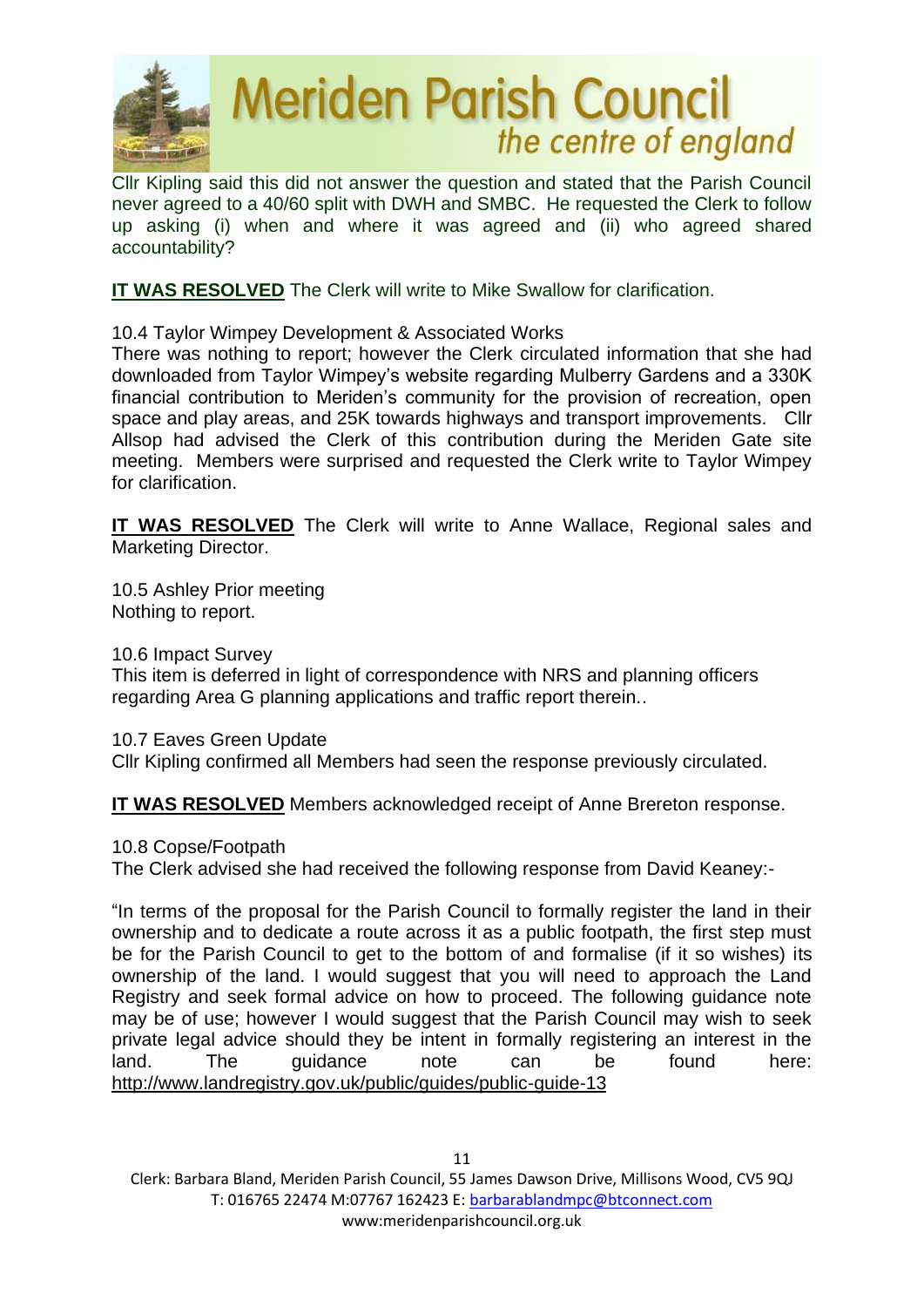Cllr Kipling said this did not answer the question and stated that the Parish Council never agreed to a 40/60 split with DWH and SMBC. He requested the Clerk to follow up asking (i) when and where it was agreed and (ii) who agreed shared accountability?

**IT WAS RESOLVED** The Clerk will write to Mike Swallow for clarification.

10.4 Taylor Wimpey Development & Associated Works
There was nothing to report; however the Clerk circulated information that she had downloaded from Taylor Wimpey's website regarding Mulberry Gardens and a 330K financial contribution to Meriden's community for the provision of recreation, open space and play areas, and 25K towards highways and transport improvements. Cllr Allsop had advised the Clerk of this contribution during the Meriden Gate site meeting. Members were surprised and requested the Clerk write to Taylor Wimpey for clarification.

**IT WAS RESOLVED** The Clerk will write to Anne Wallace, Regional sales and Marketing Director.

10.5 Ashley Prior meeting
Nothing to report.

10.6 Impact Survey
This item is deferred in light of correspondence with NRS and planning officers regarding Area G planning applications and traffic report therein..

10.7 Eaves Green Update
Cllr Kipling confirmed all Members had seen the response previously circulated.

**IT WAS RESOLVED** Members acknowledged receipt of Anne Brereton response.

10.8 Copse/Footpath
The Clerk advised she had received the following response from David Keaney:-

"In terms of the proposal for the Parish Council to formally register the land in their ownership and to dedicate a route across it as a public footpath, the first step must be for the Parish Council to get to the bottom of and formalise (if it so wishes) its ownership of the land. I would suggest that you will need to approach the Land Registry and seek formal advice on how to proceed. The following guidance note may be of use; however I would suggest that the Parish Council may wish to seek private legal advice should they be intent in formally registering an interest in the land. The guidance note can be found here: http://www.landregistry.gov.uk/public/guides/public-guide-13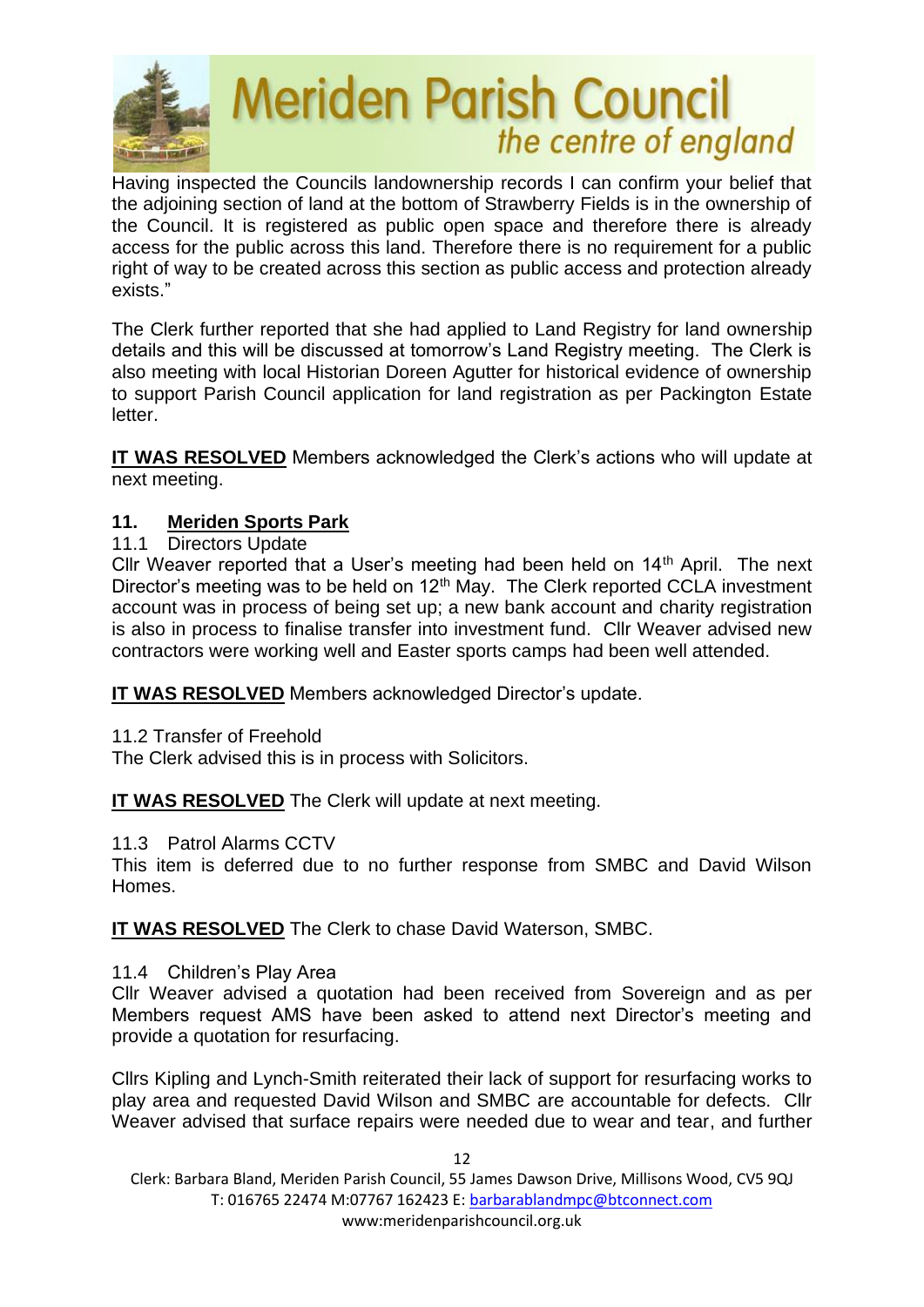Having inspected the Councils landownership records I can confirm your belief that the adjoining section of land at the bottom of Strawberry Fields is in the ownership of the Council. It is registered as public open space and therefore there is already access for the public across this land. Therefore there is no requirement for a public right of way to be created across this section as public access and protection already exists."

The Clerk further reported that she had applied to Land Registry for land ownership details and this will be discussed at tomorrow's Land Registry meeting. The Clerk is also meeting with local Historian Doreen Agutter for historical evidence of ownership to support Parish Council application for land registration as per Packington Estate letter.

**IT WAS RESOLVED** Members acknowledged the Clerk's actions who will update at next meeting.

### 11. Meriden Sports Park

11.1 Directors Update

Cllr Weaver reported that a User's meeting had been held on 14th April. The next Director's meeting was to be held on 12th May. The Clerk reported CCLA investment account was in process of being set up; a new bank account and charity registration is also in process to finalise transfer into investment fund. Cllr Weaver advised new contractors were working well and Easter sports camps had been well attended.

**IT WAS RESOLVED** Members acknowledged Director's update.

11.2 Transfer of Freehold

The Clerk advised this is in process with Solicitors.

**IT WAS RESOLVED** The Clerk will update at next meeting.

11.3 Patrol Alarms CCTV

This item is deferred due to no further response from SMBC and David Wilson Homes.

**IT WAS RESOLVED** The Clerk to chase David Waterson, SMBC.

11.4 Children's Play Area

Cllr Weaver advised a quotation had been received from Sovereign and as per Members request AMS have been asked to attend next Director's meeting and provide a quotation for resurfacing.

Cllrs Kipling and Lynch-Smith reiterated their lack of support for resurfacing works to play area and requested David Wilson and SMBC are accountable for defects. Cllr Weaver advised that surface repairs were needed due to wear and tear, and further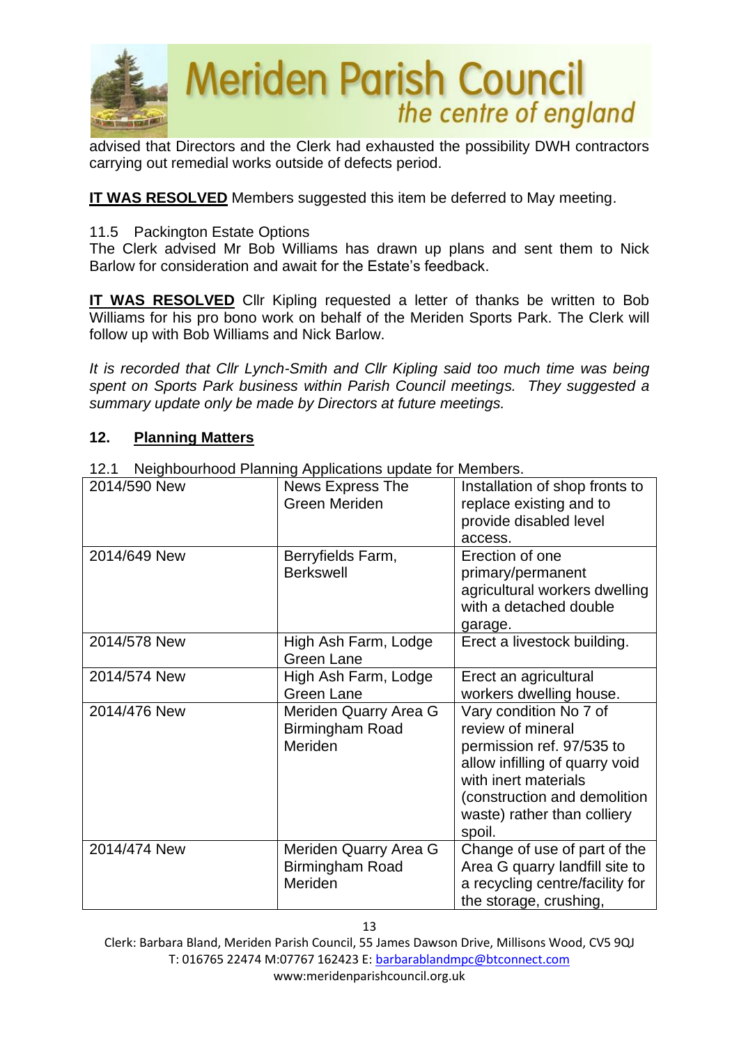advised that Directors and the Clerk had exhausted the possibility DWH contractors carrying out remedial works outside of defects period.

**IT WAS RESOLVED** Members suggested this item be deferred to May meeting.

11.5 Packington Estate Options

The Clerk advised Mr Bob Williams has drawn up plans and sent them to Nick Barlow for consideration and await for the Estate's feedback.

**IT WAS RESOLVED** Cllr Kipling requested a letter of thanks be written to Bob Williams for his pro bono work on behalf of the Meriden Sports Park. The Clerk will follow up with Bob Williams and Nick Barlow.

*It is recorded that Cllr Lynch-Smith and Cllr Kipling said too much time was being spent on Sports Park business within Parish Council meetings. They suggested a summary update only be made by Directors at future meetings.*

## 12. Planning Matters

12.1 Neighbourhood Planning Applications update for Members.

| | | |
|---|---|---|
| 2014/590 New | News Express The Green Meriden | Installation of shop fronts to replace existing and to provide disabled level access. |
| 2014/649 New | Berryfields Farm, Berkswell | Erection of one primary/permanent agricultural workers dwelling with a detached double garage. |
| 2014/578 New | High Ash Farm, Lodge Green Lane | Erect a livestock building. |
| 2014/574 New | High Ash Farm, Lodge Green Lane | Erect an agricultural workers dwelling house. |
| 2014/476 New | Meriden Quarry Area G Birmingham Road Meriden | Vary condition No 7 of review of mineral permission ref. 97/535 to allow infilling of quarry void with inert materials (construction and demolition waste) rather than colliery spoil. |
| 2014/474 New | Meriden Quarry Area G Birmingham Road Meriden | Change of use of part of the Area G quarry landfill site to a recycling centre/facility for the storage, crushing, |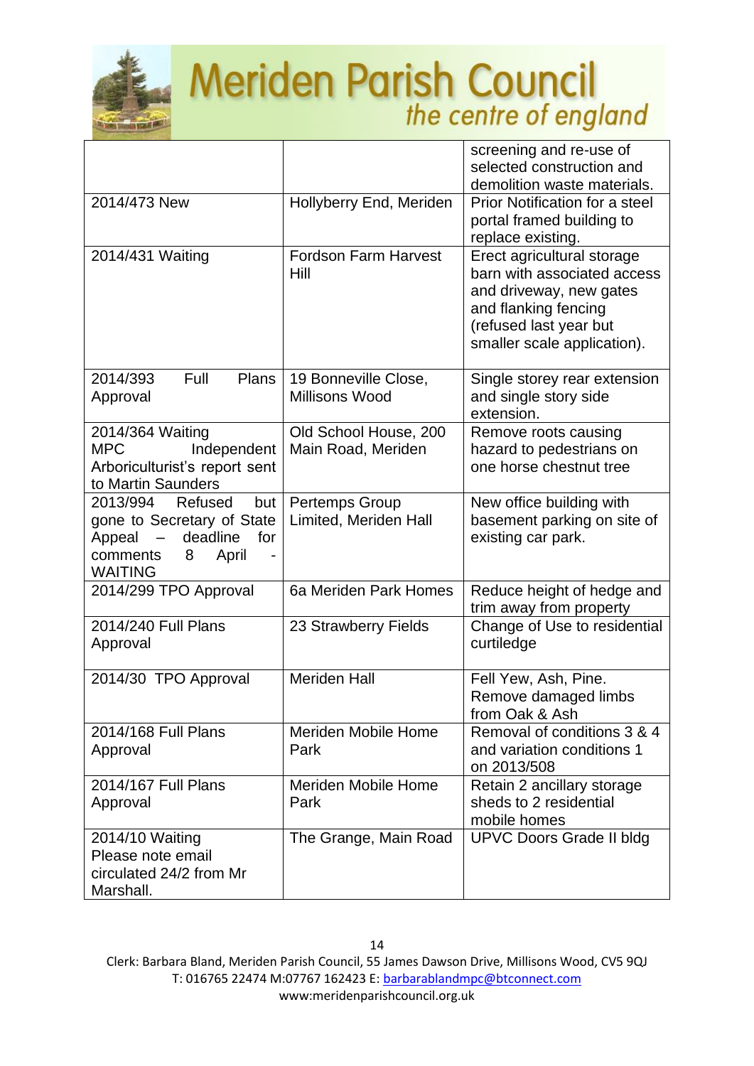| | | |
|---|---|---|
| | | screening and re-use of selected construction and demolition waste materials. |
| 2014/473 New | Hollyberry End, Meriden | Prior Notification for a steel portal framed building to replace existing. |
| 2014/431 Waiting | Fordson Farm Harvest Hill | Erect agricultural storage barn with associated access and driveway, new gates and flanking fencing (refused last year but smaller scale application). |
| 2014/393 Full Plans Approval | 19 Bonneville Close, Millisons Wood | Single storey rear extension and single story side extension. |
| 2014/364 Waiting MPC Independent Arboriculturist's report sent to Martin Saunders | Old School House, 200 Main Road, Meriden | Remove roots causing hazard to pedestrians on one horse chestnut tree |
| 2013/994 Refused but gone to Secretary of State Appeal – deadline for comments 8 April - WAITING | Pertemps Group Limited, Meriden Hall | New office building with basement parking on site of existing car park. |
| 2014/299 TPO Approval | 6a Meriden Park Homes | Reduce height of hedge and trim away from property |
| 2014/240 Full Plans Approval | 23 Strawberry Fields | Change of Use to residential curtiledge |
| 2014/30 TPO Approval | Meriden Hall | Fell Yew, Ash, Pine. Remove damaged limbs from Oak & Ash |
| 2014/168 Full Plans Approval | Meriden Mobile Home Park | Removal of conditions 3 & 4 and variation conditions 1 on 2013/508 |
| 2014/167 Full Plans Approval | Meriden Mobile Home Park | Retain 2 ancillary storage sheds to 2 residential mobile homes |
| 2014/10 Waiting Please note email circulated 24/2 from Mr Marshall. | The Grange, Main Road | UPVC Doors Grade II bldg |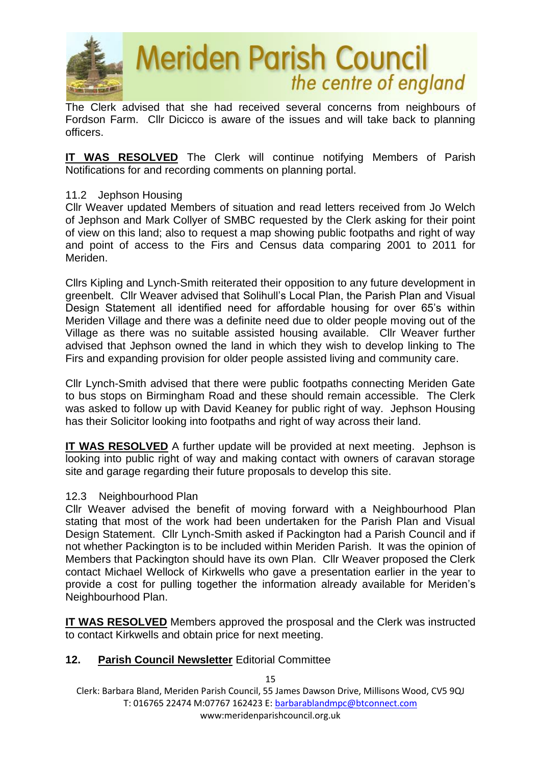The Clerk advised that she had received several concerns from neighbours of Fordson Farm. Cllr Dicicco is aware of the issues and will take back to planning officers.

**IT WAS RESOLVED** The Clerk will continue notifying Members of Parish Notifications for and recording comments on planning portal.

11.2 Jephson Housing

Cllr Weaver updated Members of situation and read letters received from Jo Welch of Jephson and Mark Collyer of SMBC requested by the Clerk asking for their point of view on this land; also to request a map showing public footpaths and right of way and point of access to the Firs and Census data comparing 2001 to 2011 for Meriden.

Cllrs Kipling and Lynch-Smith reiterated their opposition to any future development in greenbelt. Cllr Weaver advised that Solihull's Local Plan, the Parish Plan and Visual Design Statement all identified need for affordable housing for over 65's within Meriden Village and there was a definite need due to older people moving out of the Village as there was no suitable assisted housing available. Cllr Weaver further advised that Jephson owned the land in which they wish to develop linking to The Firs and expanding provision for older people assisted living and community care.

Cllr Lynch-Smith advised that there were public footpaths connecting Meriden Gate to bus stops on Birmingham Road and these should remain accessible. The Clerk was asked to follow up with David Keaney for public right of way. Jephson Housing has their Solicitor looking into footpaths and right of way across their land.

**IT WAS RESOLVED** A further update will be provided at next meeting. Jephson is looking into public right of way and making contact with owners of caravan storage site and garage regarding their future proposals to develop this site.

12.3 Neighbourhood Plan

Cllr Weaver advised the benefit of moving forward with a Neighbourhood Plan stating that most of the work had been undertaken for the Parish Plan and Visual Design Statement. Cllr Lynch-Smith asked if Packington had a Parish Council and if not whether Packington is to be included within Meriden Parish. It was the opinion of Members that Packington should have its own Plan. Cllr Weaver proposed the Clerk contact Michael Wellock of Kirkwells who gave a presentation earlier in the year to provide a cost for pulling together the information already available for Meriden's Neighbourhood Plan.

**IT WAS RESOLVED** Members approved the prosposal and the Clerk was instructed to contact Kirkwells and obtain price for next meeting.

**12. Parish Council Newsletter** Editorial Committee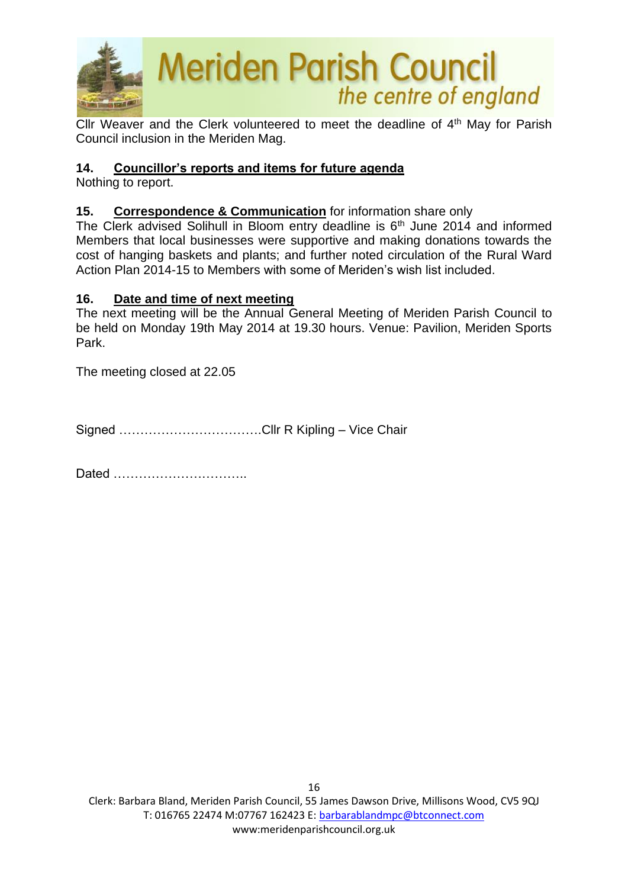Cllr Weaver and the Clerk volunteered to meet the deadline of 4th May for Parish Council inclusion in the Meriden Mag.

**14. Councillor's reports and items for future agenda**

Nothing to report.

**15. Correspondence & Communication** for information share only

The Clerk advised Solihull in Bloom entry deadline is 6th June 2014 and informed Members that local businesses were supportive and making donations towards the cost of hanging baskets and plants; and further noted circulation of the Rural Ward Action Plan 2014-15 to Members with some of Meriden's wish list included.

**16. Date and time of next meeting**

The next meeting will be the Annual General Meeting of Meriden Parish Council to be held on Monday 19th May 2014 at 19.30 hours. Venue: Pavilion, Meriden Sports Park.

The meeting closed at 22.05

Signed …………………………….Cllr R Kipling – Vice Chair

Dated …………………………..

Clerk: Barbara Bland, Meriden Parish Council, 55 James Dawson Drive, Millisons Wood, CV5 9QJ
T: 016765 22474 M:07767 162423 E: barbarablandmpc@btconnect.com
www:meridenparishcouncil.org.uk